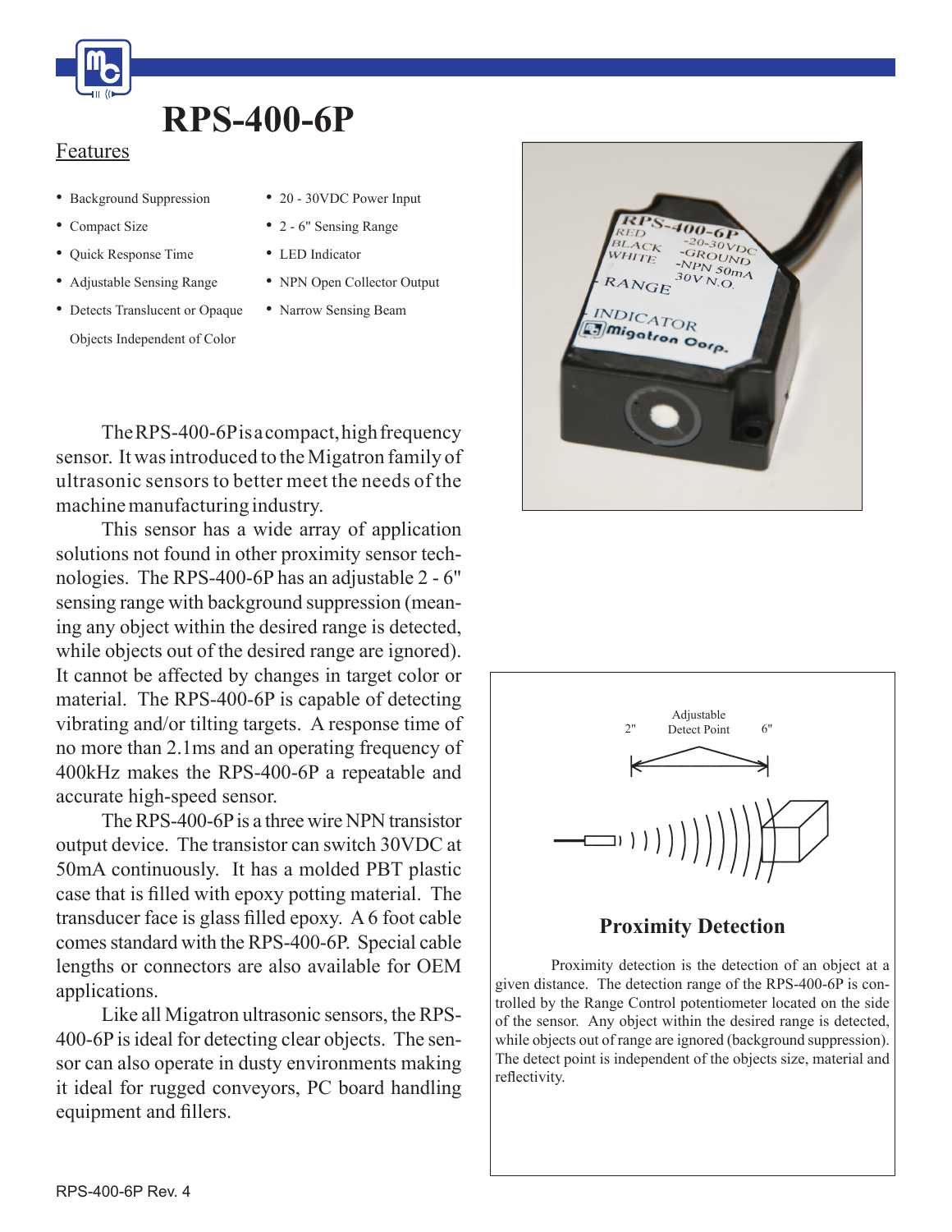# RPS-400-6P

## Features

- Background Suppression
- Compact Size
- Quick Response Time
- Adjustable Sensing Range
- Detects Translucent or Opaque Objects Independent of Color
- 20 - 30VDC Power Input
- 2 - 6" Sensing Range
- LED Indicator
- NPN Open Collector Output
- Narrow Sensing Beam

The RPS-400-6P is a compact, high frequency sensor. It was introduced to the Migatron family of ultrasonic sensors to better meet the needs of the machine manufacturing industry.

This sensor has a wide array of application solutions not found in other proximity sensor technologies. The RPS-400-6P has an adjustable 2 - 6" sensing range with background suppression (meaning any object within the desired range is detected, while objects out of the desired range are ignored). It cannot be affected by changes in target color or material. The RPS-400-6P is capable of detecting vibrating and/or tilting targets. A response time of no more than 2.1ms and an operating frequency of 400kHz makes the RPS-400-6P a repeatable and accurate high-speed sensor.

The RPS-400-6P is a three wire NPN transistor output device. The transistor can switch 30VDC at 50mA continuously. It has a molded PBT plastic case that is filled with epoxy potting material. The transducer face is glass filled epoxy. A 6 foot cable comes standard with the RPS-400-6P. Special cable lengths or connectors are also available for OEM applications.

Like all Migatron ultrasonic sensors, the RPS-400-6P is ideal for detecting clear objects. The sensor can also operate in dusty environments making it ideal for rugged conveyors, PC board handling equipment and fillers.

2" Adjustable Detect Point 6"

## Proximity Detection

Proximity detection is the detection of an object at a given distance. The detection range of the RPS-400-6P is controlled by the Range Control potentiometer located on the side of the sensor. Any object within the desired range is detected, while objects out of range are ignored (background suppression). The detect point is independent of the objects size, material and reflectivity.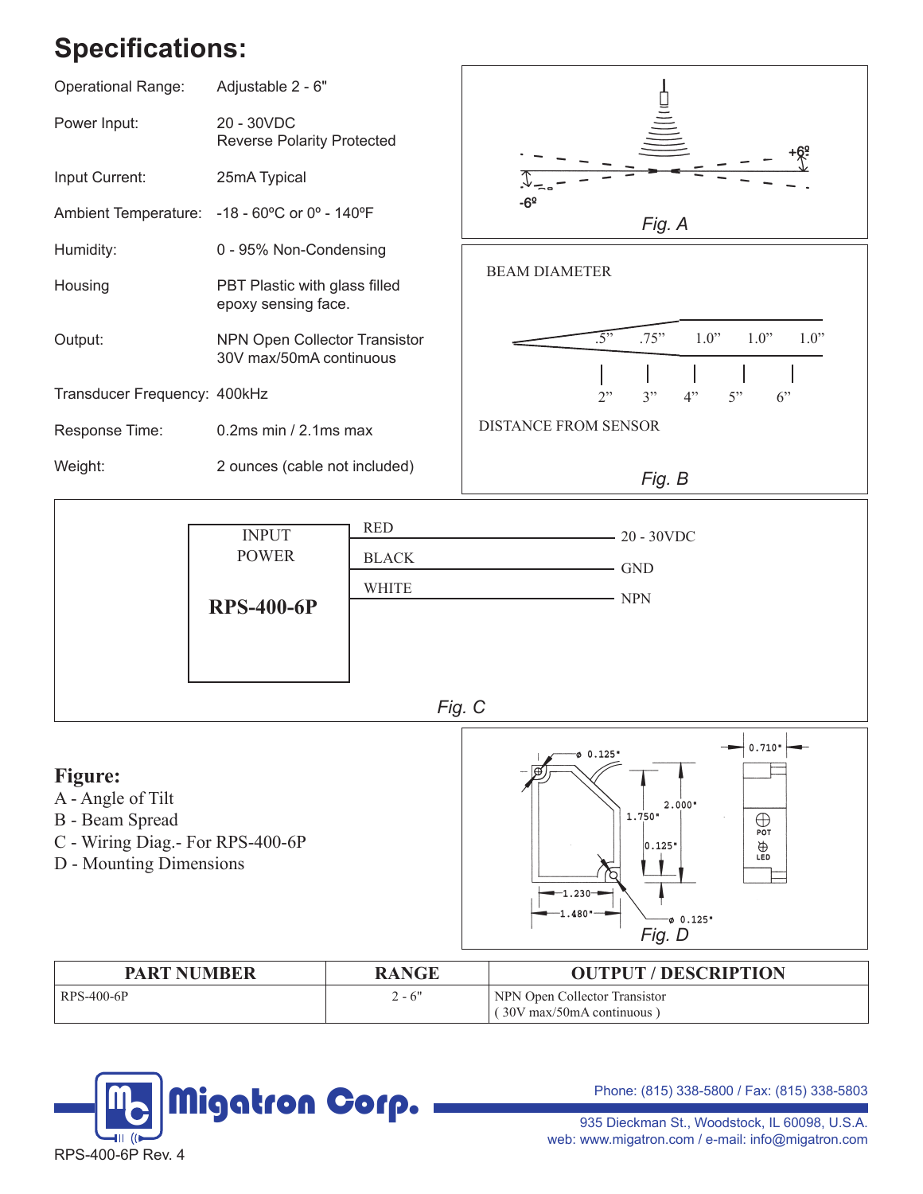## Specifications:

| | |
|---|---|
| Operational Range: | Adjustable 2 - 6" |
| Power Input: | 20 - 30VDC<br>Reverse Polarity Protected |
| Input Current: | 25mA Typical |
| Ambient Temperature: | -18 - 60ºC or 0º - 140ºF |
| Humidity: | 0 - 95% Non-Condensing |
| Housing | PBT Plastic with glass filled epoxy sensing face. |
| Output: | NPN Open Collector Transistor<br>30V max/50mA continuous |
| Transducer Frequency: | 400kHz |
| Response Time: | 0.2ms min / 2.1ms max |
| Weight: | 2 ounces (cable not included) |

+6º

-6º

*Fig. A*

BEAM DIAMETER

.5” .75” 1.0” 1.0” 1.0”

2” 3” 4” 5” 6”

DISTANCE FROM SENSOR

*Fig. B*

INPUT POWER

**RPS-400-6P**

RED — 20 - 30VDC

BLACK — GND

WHITE — NPN

*Fig. C*

**Figure:**

A - Angle of Tilt
B - Beam Spread
C - Wiring Diag.- For RPS-400-6P
D - Mounting Dimensions

ø 0.125"
0.710"
2.000"
1.750"
0.125"
POT
LED
1.230
1.480"
ø 0.125"

*Fig. D*

| PART NUMBER | RANGE | OUTPUT / DESCRIPTION |
|---|---|---|
| RPS-400-6P | 2 - 6" | NPN Open Collector Transistor<br>( 30V max/50mA continuous ) |

**Migatron Corp.**

Phone: (815) 338-5800 / Fax: (815) 338-5803

935 Dieckman St., Woodstock, IL 60098, U.S.A.

web: www.migatron.com / e-mail: info@migatron.com

RPS-400-6P Rev. 4